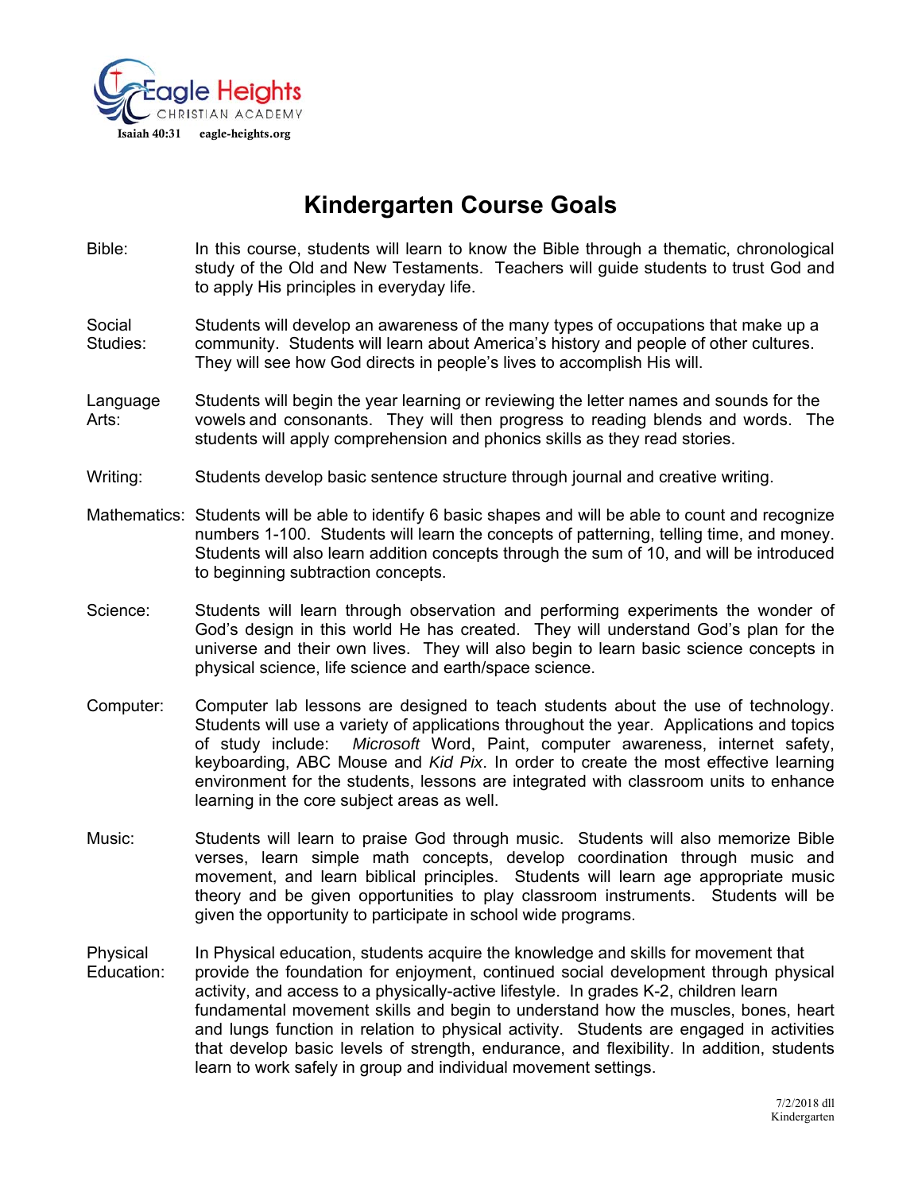Eagle Heights
CHRISTIAN ACADEMY
Isaiah 40:31 eagle-heights.org

# Kindergarten Course Goals

**Bible:** In this course, students will learn to know the Bible through a thematic, chronological study of the Old and New Testaments. Teachers will guide students to trust God and to apply His principles in everyday life.

**Social Studies:** Students will develop an awareness of the many types of occupations that make up a community. Students will learn about America's history and people of other cultures. They will see how God directs in people's lives to accomplish His will.

**Language Arts:** Students will begin the year learning or reviewing the letter names and sounds for the vowels and consonants. They will then progress to reading blends and words. The students will apply comprehension and phonics skills as they read stories.

**Writing:** Students develop basic sentence structure through journal and creative writing.

**Mathematics:** Students will be able to identify 6 basic shapes and will be able to count and recognize numbers 1-100. Students will learn the concepts of patterning, telling time, and money. Students will also learn addition concepts through the sum of 10, and will be introduced to beginning subtraction concepts.

**Science:** Students will learn through observation and performing experiments the wonder of God's design in this world He has created. They will understand God's plan for the universe and their own lives. They will also begin to learn basic science concepts in physical science, life science and earth/space science.

**Computer:** Computer lab lessons are designed to teach students about the use of technology. Students will use a variety of applications throughout the year. Applications and topics of study include: *Microsoft* Word, Paint, computer awareness, internet safety, keyboarding, ABC Mouse and *Kid Pix*. In order to create the most effective learning environment for the students, lessons are integrated with classroom units to enhance learning in the core subject areas as well.

**Music:** Students will learn to praise God through music. Students will also memorize Bible verses, learn simple math concepts, develop coordination through music and movement, and learn biblical principles. Students will learn age appropriate music theory and be given opportunities to play classroom instruments. Students will be given the opportunity to participate in school wide programs.

**Physical Education:** In Physical education, students acquire the knowledge and skills for movement that provide the foundation for enjoyment, continued social development through physical activity, and access to a physically-active lifestyle. In grades K-2, children learn fundamental movement skills and begin to understand how the muscles, bones, heart and lungs function in relation to physical activity. Students are engaged in activities that develop basic levels of strength, endurance, and flexibility. In addition, students learn to work safely in group and individual movement settings.

7/2/2018 dll
Kindergarten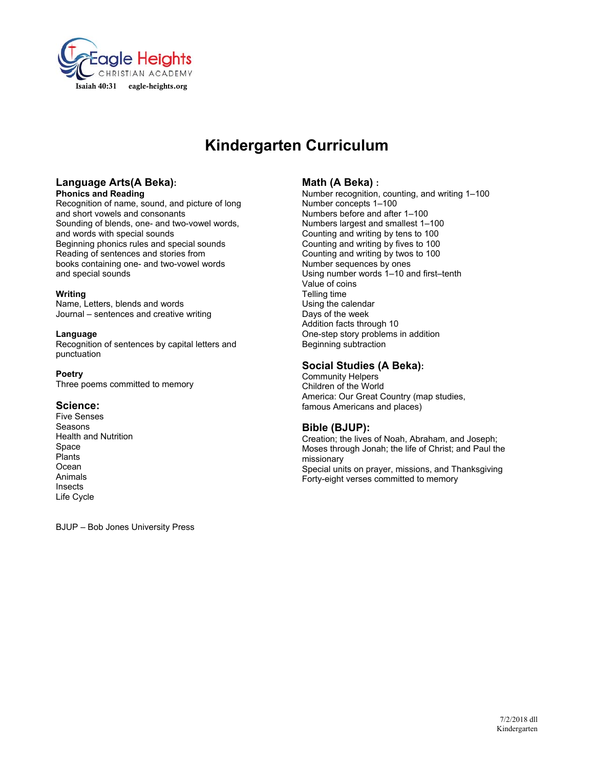Eagle Heights CHRISTIAN ACADEMY

Isaiah 40:31 eagle-heights.org

# Kindergarten Curriculum

## Language Arts(A Beka):

**Phonics and Reading**

Recognition of name, sound, and picture of long and short vowels and consonants
Sounding of blends, one- and two-vowel words, and words with special sounds
Beginning phonics rules and special sounds
Reading of sentences and stories from books containing one- and two-vowel words and special sounds

**Writing**

Name, Letters, blends and words
Journal – sentences and creative writing

**Language**

Recognition of sentences by capital letters and punctuation

**Poetry**

Three poems committed to memory

## Science:

Five Senses
Seasons
Health and Nutrition
Space
Plants
Ocean
Animals
Insects
Life Cycle

BJUP – Bob Jones University Press

## Math (A Beka) :

Number recognition, counting, and writing 1–100
Number concepts 1–100
Numbers before and after 1–100
Numbers largest and smallest 1–100
Counting and writing by tens to 100
Counting and writing by fives to 100
Counting and writing by twos to 100
Number sequences by ones
Using number words 1–10 and first–tenth
Value of coins
Telling time
Using the calendar
Days of the week
Addition facts through 10
One-step story problems in addition
Beginning subtraction

## Social Studies (A Beka):

Community Helpers
Children of the World
America: Our Great Country (map studies, famous Americans and places)

## Bible (BJUP):

Creation; the lives of Noah, Abraham, and Joseph; Moses through Jonah; the life of Christ; and Paul the missionary
Special units on prayer, missions, and Thanksgiving
Forty-eight verses committed to memory

7/2/2018 dll
Kindergarten